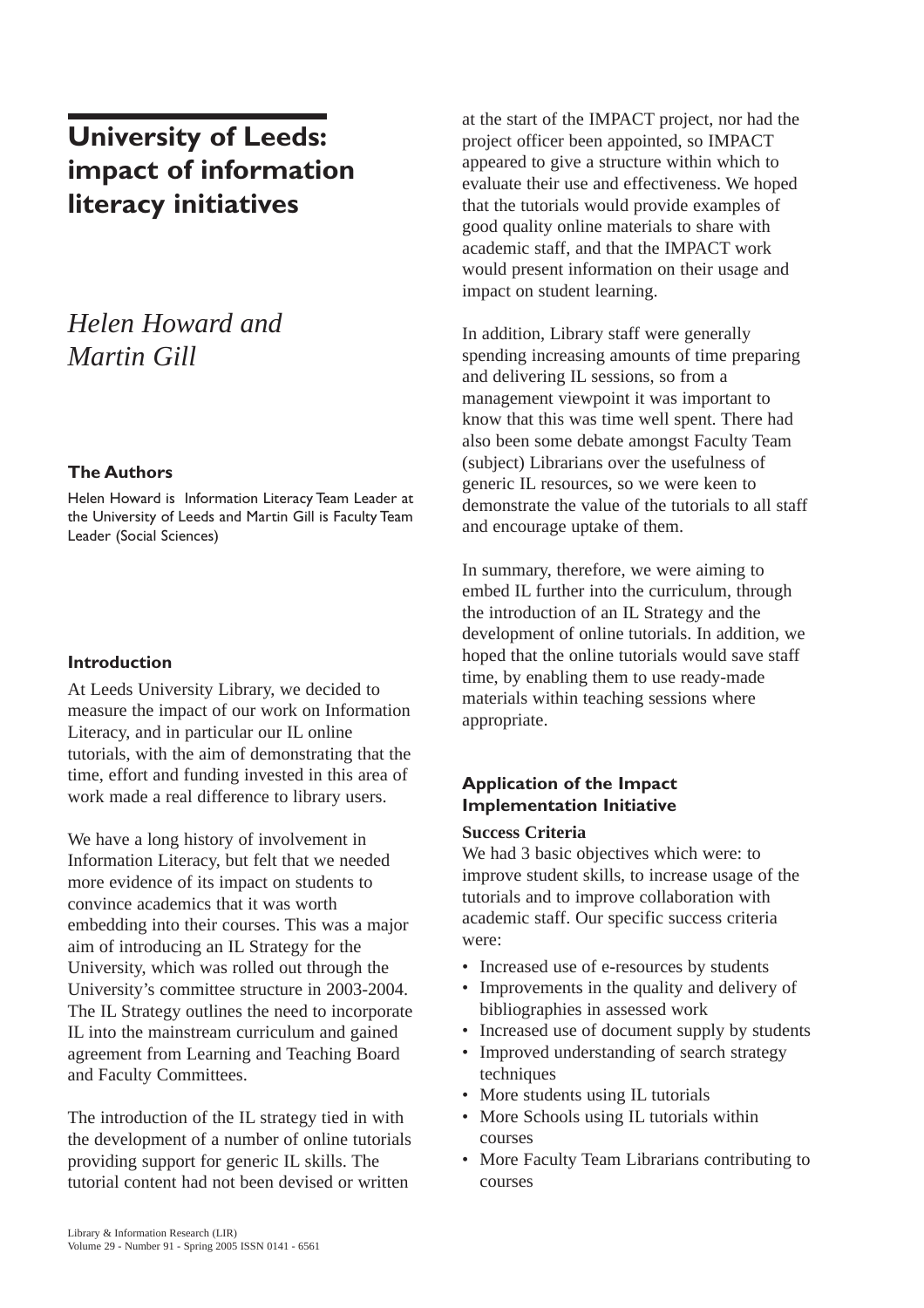# University of Leeds: impact of information literacy initiatives

*Helen Howard and Martin Gill*

### The Authors

Helen Howard is Information Literacy Team Leader at the University of Leeds and Martin Gill is Faculty Team Leader (Social Sciences)

### Introduction

At Leeds University Library, we decided to measure the impact of our work on Information Literacy, and in particular our IL online tutorials, with the aim of demonstrating that the time, effort and funding invested in this area of work made a real difference to library users.

We have a long history of involvement in Information Literacy, but felt that we needed more evidence of its impact on students to convince academics that it was worth embedding into their courses. This was a major aim of introducing an IL Strategy for the University, which was rolled out through the University's committee structure in 2003-2004. The IL Strategy outlines the need to incorporate IL into the mainstream curriculum and gained agreement from Learning and Teaching Board and Faculty Committees.

The introduction of the IL strategy tied in with the development of a number of online tutorials providing support for generic IL skills. The tutorial content had not been devised or written at the start of the IMPACT project, nor had the project officer been appointed, so IMPACT appeared to give a structure within which to evaluate their use and effectiveness. We hoped that the tutorials would provide examples of good quality online materials to share with academic staff, and that the IMPACT work would present information on their usage and impact on student learning.

In addition, Library staff were generally spending increasing amounts of time preparing and delivering IL sessions, so from a management viewpoint it was important to know that this was time well spent. There had also been some debate amongst Faculty Team (subject) Librarians over the usefulness of generic IL resources, so we were keen to demonstrate the value of the tutorials to all staff and encourage uptake of them.

In summary, therefore, we were aiming to embed IL further into the curriculum, through the introduction of an IL Strategy and the development of online tutorials. In addition, we hoped that the online tutorials would save staff time, by enabling them to use ready-made materials within teaching sessions where appropriate.

### Application of the Impact Implementation Initiative

**Success Criteria**

We had 3 basic objectives which were: to improve student skills, to increase usage of the tutorials and to improve collaboration with academic staff. Our specific success criteria were:

- Increased use of e-resources by students
- Improvements in the quality and delivery of bibliographies in assessed work
- Increased use of document supply by students
- Improved understanding of search strategy techniques
- More students using IL tutorials
- More Schools using IL tutorials within courses
- More Faculty Team Librarians contributing to courses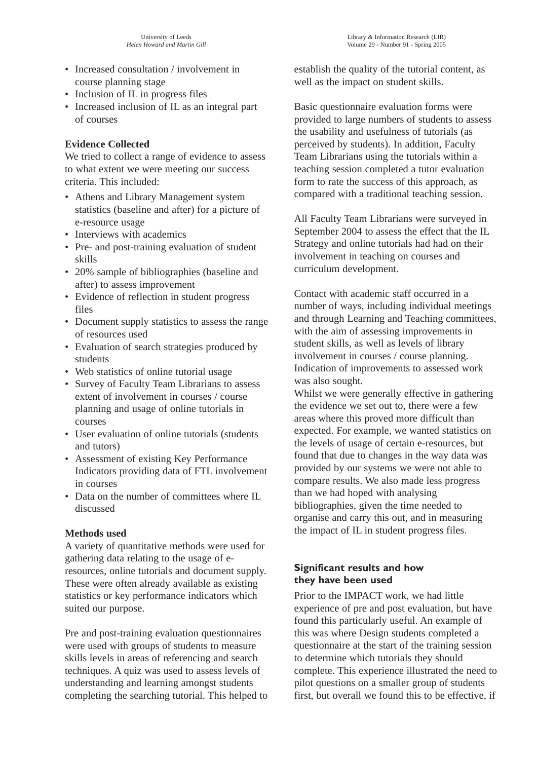- Increased consultation / involvement in course planning stage
- Inclusion of IL in progress files
- Increased inclusion of IL as an integral part of courses

**Evidence Collected**

We tried to collect a range of evidence to assess to what extent we were meeting our success criteria. This included:

- Athens and Library Management system statistics (baseline and after) for a picture of e-resource usage
- Interviews with academics
- Pre- and post-training evaluation of student skills
- 20% sample of bibliographies (baseline and after) to assess improvement
- Evidence of reflection in student progress files
- Document supply statistics to assess the range of resources used
- Evaluation of search strategies produced by students
- Web statistics of online tutorial usage
- Survey of Faculty Team Librarians to assess extent of involvement in courses / course planning and usage of online tutorials in courses
- User evaluation of online tutorials (students and tutors)
- Assessment of existing Key Performance Indicators providing data of FTL involvement in courses
- Data on the number of committees where IL discussed

**Methods used**

A variety of quantitative methods were used for gathering data relating to the usage of e-resources, online tutorials and document supply. These were often already available as existing statistics or key performance indicators which suited our purpose.

Pre and post-training evaluation questionnaires were used with groups of students to measure skills levels in areas of referencing and search techniques. A quiz was used to assess levels of understanding and learning amongst students completing the searching tutorial. This helped to establish the quality of the tutorial content, as well as the impact on student skills.

Basic questionnaire evaluation forms were provided to large numbers of students to assess the usability and usefulness of tutorials (as perceived by students). In addition, Faculty Team Librarians using the tutorials within a teaching session completed a tutor evaluation form to rate the success of this approach, as compared with a traditional teaching session.

All Faculty Team Librarians were surveyed in September 2004 to assess the effect that the IL Strategy and online tutorials had had on their involvement in teaching on courses and curriculum development.

Contact with academic staff occurred in a number of ways, including individual meetings and through Learning and Teaching committees, with the aim of assessing improvements in student skills, as well as levels of library involvement in courses / course planning. Indication of improvements to assessed work was also sought.

Whilst we were generally effective in gathering the evidence we set out to, there were a few areas where this proved more difficult than expected. For example, we wanted statistics on the levels of usage of certain e-resources, but found that due to changes in the way data was provided by our systems we were not able to compare results. We also made less progress than we had hoped with analysing bibliographies, given the time needed to organise and carry this out, and in measuring the impact of IL in student progress files.

## Significant results and how they have been used

Prior to the IMPACT work, we had little experience of pre and post evaluation, but have found this particularly useful. An example of this was where Design students completed a questionnaire at the start of the training session to determine which tutorials they should complete. This experience illustrated the need to pilot questions on a smaller group of students first, but overall we found this to be effective, if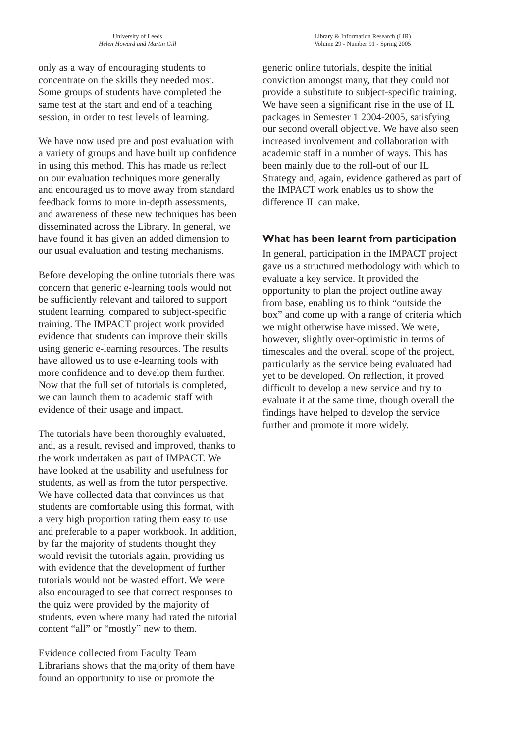only as a way of encouraging students to concentrate on the skills they needed most. Some groups of students have completed the same test at the start and end of a teaching session, in order to test levels of learning.

We have now used pre and post evaluation with a variety of groups and have built up confidence in using this method. This has made us reflect on our evaluation techniques more generally and encouraged us to move away from standard feedback forms to more in-depth assessments, and awareness of these new techniques has been disseminated across the Library. In general, we have found it has given an added dimension to our usual evaluation and testing mechanisms.

Before developing the online tutorials there was concern that generic e-learning tools would not be sufficiently relevant and tailored to support student learning, compared to subject-specific training. The IMPACT project work provided evidence that students can improve their skills using generic e-learning resources. The results have allowed us to use e-learning tools with more confidence and to develop them further. Now that the full set of tutorials is completed, we can launch them to academic staff with evidence of their usage and impact.

The tutorials have been thoroughly evaluated, and, as a result, revised and improved, thanks to the work undertaken as part of IMPACT. We have looked at the usability and usefulness for students, as well as from the tutor perspective. We have collected data that convinces us that students are comfortable using this format, with a very high proportion rating them easy to use and preferable to a paper workbook. In addition, by far the majority of students thought they would revisit the tutorials again, providing us with evidence that the development of further tutorials would not be wasted effort. We were also encouraged to see that correct responses to the quiz were provided by the majority of students, even where many had rated the tutorial content "all" or "mostly" new to them.

Evidence collected from Faculty Team Librarians shows that the majority of them have found an opportunity to use or promote the generic online tutorials, despite the initial conviction amongst many, that they could not provide a substitute to subject-specific training. We have seen a significant rise in the use of IL packages in Semester 1 2004-2005, satisfying our second overall objective. We have also seen increased involvement and collaboration with academic staff in a number of ways. This has been mainly due to the roll-out of our IL Strategy and, again, evidence gathered as part of the IMPACT work enables us to show the difference IL can make.

## What has been learnt from participation

In general, participation in the IMPACT project gave us a structured methodology with which to evaluate a key service. It provided the opportunity to plan the project outline away from base, enabling us to think "outside the box" and come up with a range of criteria which we might otherwise have missed. We were, however, slightly over-optimistic in terms of timescales and the overall scope of the project, particularly as the service being evaluated had yet to be developed. On reflection, it proved difficult to develop a new service and try to evaluate it at the same time, though overall the findings have helped to develop the service further and promote it more widely.